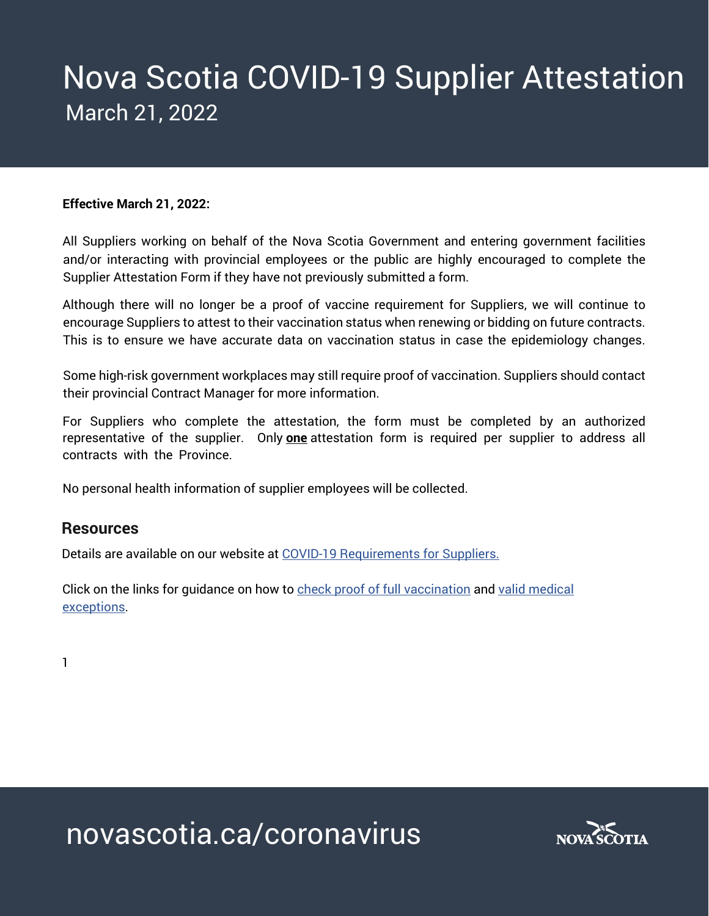# Nova Scotia COVID-19 Supplier Attestation

March 21, 2022

**Effective March 21, 2022:**

All Suppliers working on behalf of the Nova Scotia Government and entering government facilities and/or interacting with provincial employees or the public are highly encouraged to complete the Supplier Attestation Form if they have not previously submitted a form.

Although there will no longer be a proof of vaccine requirement for Suppliers, we will continue to encourage Suppliers to attest to their vaccination status when renewing or bidding on future contracts. This is to ensure we have accurate data on vaccination status in case the epidemiology changes.

Some high-risk government workplaces may still require proof of vaccination. Suppliers should contact their provincial Contract Manager for more information.

For Suppliers who complete the attestation, the form must be completed by an authorized representative of the supplier. Only **one** attestation form is required per supplier to address all contracts with the Province.

No personal health information of supplier employees will be collected.

## Resources

Details are available on our website at COVID-19 Requirements for Suppliers.

Click on the links for guidance on how to check proof of full vaccination and valid medical exceptions.

novascotia.ca/coronavirus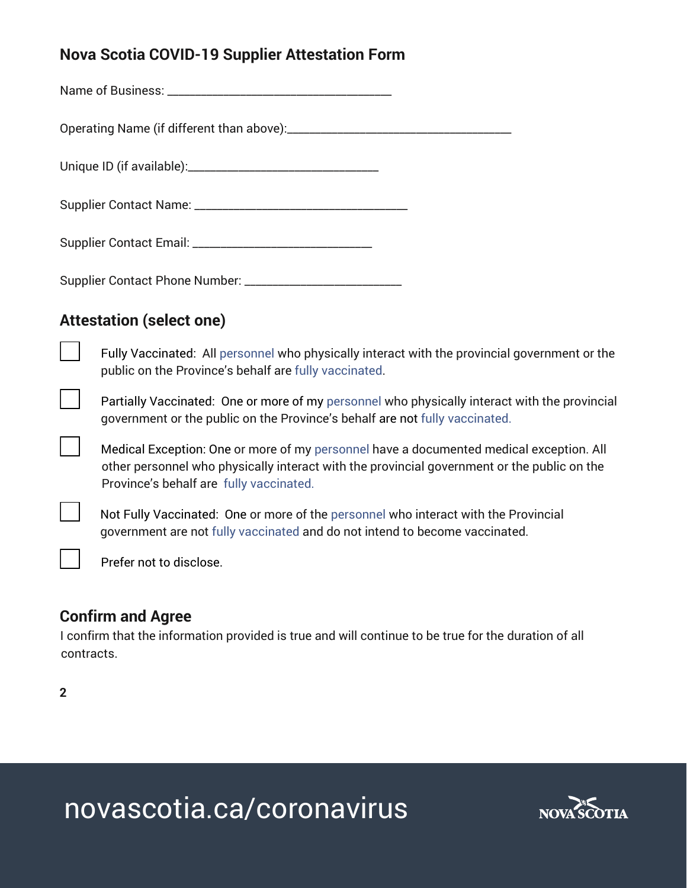# Nova Scotia COVID-19 Supplier Attestation Form

Name of Business: ____________________________________

Operating Name (if different than above):____________________________________

Unique ID (if available):______________________________

Supplier Contact Name: __________________________________

Supplier Contact Email: ____________________________

Supplier Contact Phone Number: _________________________

## Attestation (select one)

- [ ] Fully Vaccinated: All personnel who physically interact with the provincial government or the public on the Province's behalf are fully vaccinated.
- [ ] Partially Vaccinated: One or more of my personnel who physically interact with the provincial government or the public on the Province's behalf are not fully vaccinated.
- [ ] Medical Exception: One or more of my personnel have a documented medical exception. All other personnel who physically interact with the provincial government or the public on the Province's behalf are fully vaccinated.
- [ ] Not Fully Vaccinated: One or more of the personnel who interact with the Provincial government are not fully vaccinated and do not intend to become vaccinated.
- [ ] Prefer not to disclose.

## Confirm and Agree

I confirm that the information provided is true and will continue to be true for the duration of all contracts.

novascotia.ca/coronavirus

NOVA SCOTIA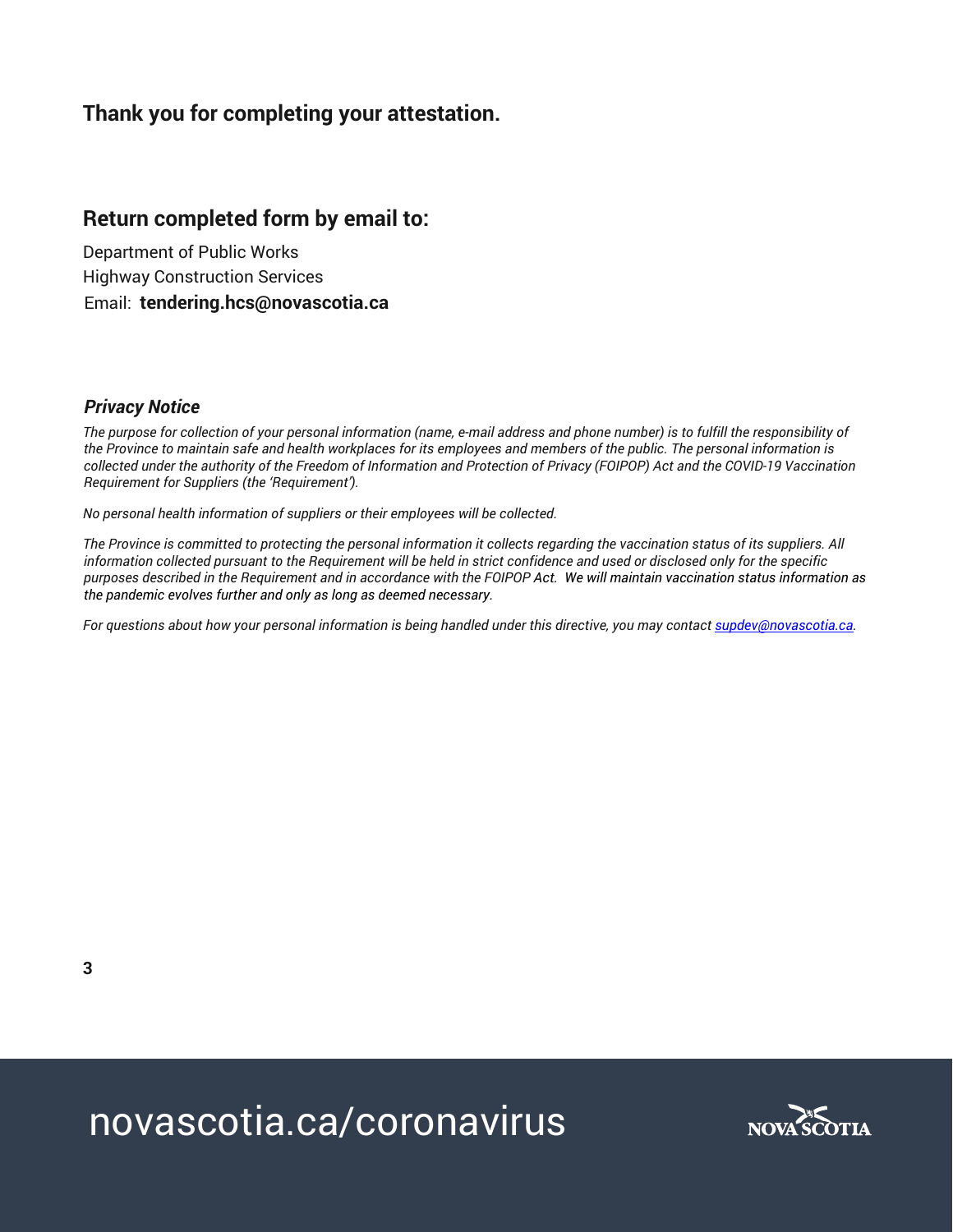## Thank you for completing your attestation.

## Return completed form by email to:

Department of Public Works
Highway Construction Services
Email: **tendering.hcs@novascotia.ca**

### *Privacy Notice*

*The purpose for collection of your personal information (name, e-mail address and phone number) is to fulfill the responsibility of the Province to maintain safe and health workplaces for its employees and members of the public. The personal information is collected under the authority of the Freedom of Information and Protection of Privacy (FOIPOP) Act and the COVID-19 Vaccination Requirement for Suppliers (the 'Requirement').*

*No personal health information of suppliers or their employees will be collected.*

*The Province is committed to protecting the personal information it collects regarding the vaccination status of its suppliers. All information collected pursuant to the Requirement will be held in strict confidence and used or disclosed only for the specific purposes described in the Requirement and in accordance with the FOIPOP Act. We will maintain vaccination status information as the pandemic evolves further and only as long as deemed necessary.*

*For questions about how your personal information is being handled under this directive, you may contact [supdev@novascotia.ca](mailto:supdev@novascotia.ca).*

novascotia.ca/coronavirus

NOVA SCOTIA